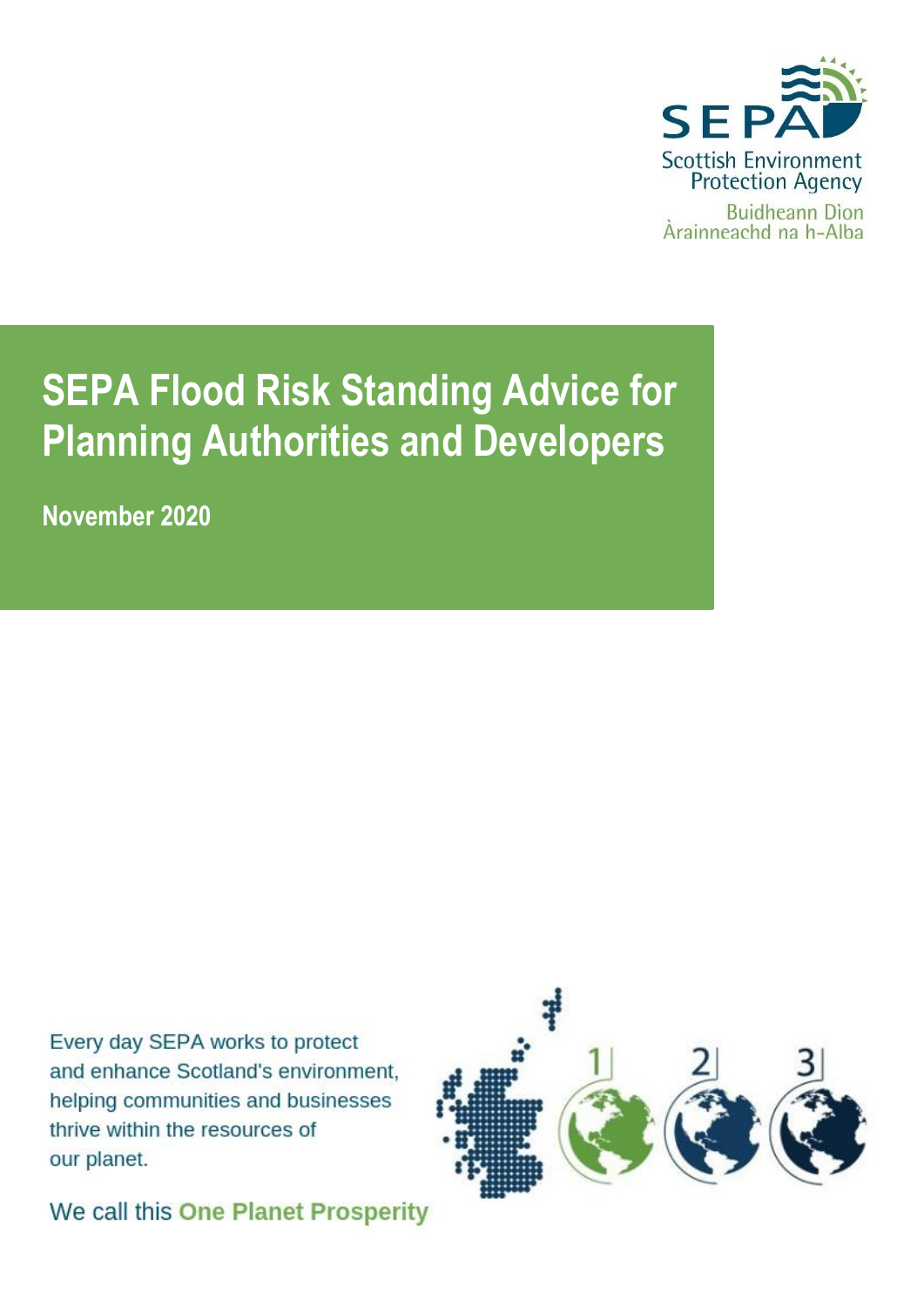SEPA
Scottish Environment Protection Agency
Buidheann Dìon Àrainneachd na h-Alba

# SEPA Flood Risk Standing Advice for Planning Authorities and Developers

**November 2020**

Every day SEPA works to protect and enhance Scotland's environment, helping communities and businesses thrive within the resources of our planet.

We call this **One Planet Prosperity**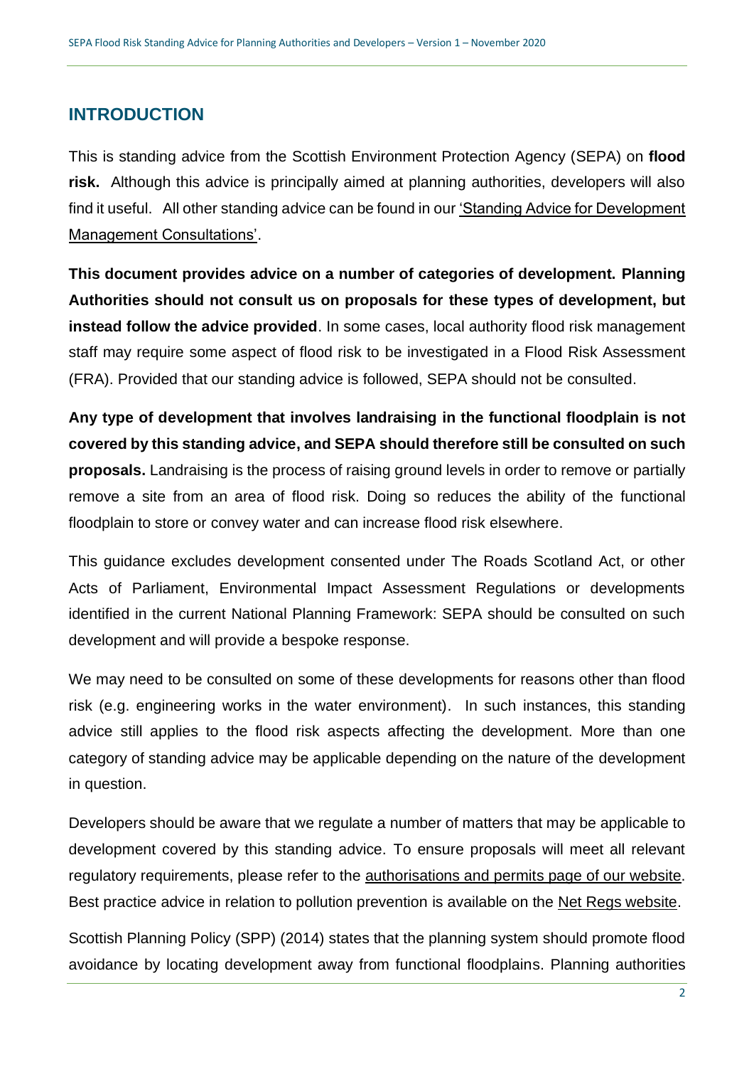## INTRODUCTION

This is standing advice from the Scottish Environment Protection Agency (SEPA) on **flood risk.** Although this advice is principally aimed at planning authorities, developers will also find it useful. All other standing advice can be found in our 'Standing Advice for Development Management Consultations'.

**This document provides advice on a number of categories of development. Planning Authorities should not consult us on proposals for these types of development, but instead follow the advice provided**. In some cases, local authority flood risk management staff may require some aspect of flood risk to be investigated in a Flood Risk Assessment (FRA). Provided that our standing advice is followed, SEPA should not be consulted.

**Any type of development that involves landraising in the functional floodplain is not covered by this standing advice, and SEPA should therefore still be consulted on such proposals.** Landraising is the process of raising ground levels in order to remove or partially remove a site from an area of flood risk. Doing so reduces the ability of the functional floodplain to store or convey water and can increase flood risk elsewhere.

This guidance excludes development consented under The Roads Scotland Act, or other Acts of Parliament, Environmental Impact Assessment Regulations or developments identified in the current National Planning Framework: SEPA should be consulted on such development and will provide a bespoke response.

We may need to be consulted on some of these developments for reasons other than flood risk (e.g. engineering works in the water environment). In such instances, this standing advice still applies to the flood risk aspects affecting the development. More than one category of standing advice may be applicable depending on the nature of the development in question.

Developers should be aware that we regulate a number of matters that may be applicable to development covered by this standing advice. To ensure proposals will meet all relevant regulatory requirements, please refer to the authorisations and permits page of our website. Best practice advice in relation to pollution prevention is available on the Net Regs website.

Scottish Planning Policy (SPP) (2014) states that the planning system should promote flood avoidance by locating development away from functional floodplains. Planning authorities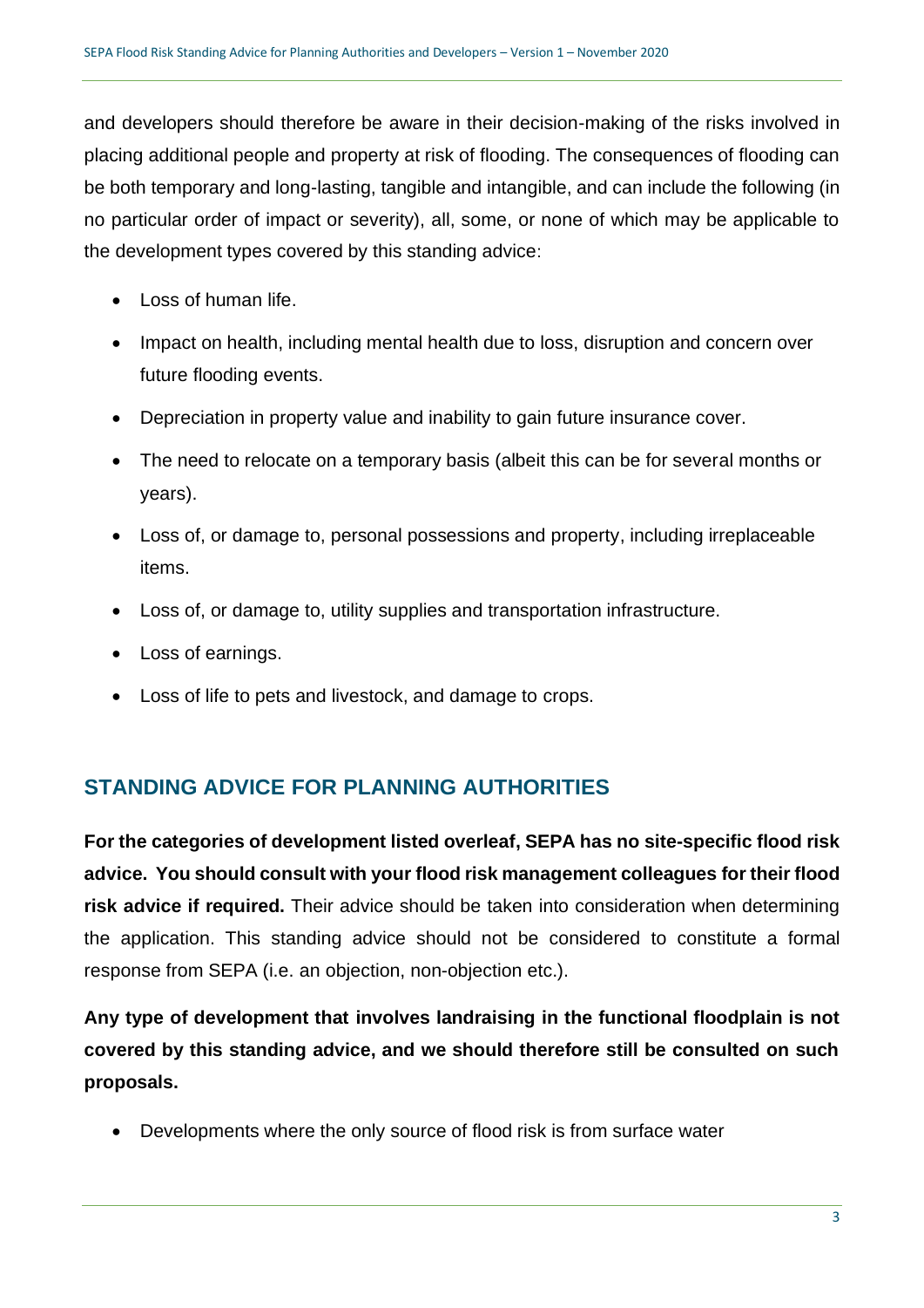and developers should therefore be aware in their decision-making of the risks involved in placing additional people and property at risk of flooding. The consequences of flooding can be both temporary and long-lasting, tangible and intangible, and can include the following (in no particular order of impact or severity), all, some, or none of which may be applicable to the development types covered by this standing advice:

- Loss of human life.
- Impact on health, including mental health due to loss, disruption and concern over future flooding events.
- Depreciation in property value and inability to gain future insurance cover.
- The need to relocate on a temporary basis (albeit this can be for several months or years).
- Loss of, or damage to, personal possessions and property, including irreplaceable items.
- Loss of, or damage to, utility supplies and transportation infrastructure.
- Loss of earnings.
- Loss of life to pets and livestock, and damage to crops.

## STANDING ADVICE FOR PLANNING AUTHORITIES

**For the categories of development listed overleaf, SEPA has no site-specific flood risk advice. You should consult with your flood risk management colleagues for their flood risk advice if required.** Their advice should be taken into consideration when determining the application. This standing advice should not be considered to constitute a formal response from SEPA (i.e. an objection, non-objection etc.).

**Any type of development that involves landraising in the functional floodplain is not covered by this standing advice, and we should therefore still be consulted on such proposals.**

- Developments where the only source of flood risk is from surface water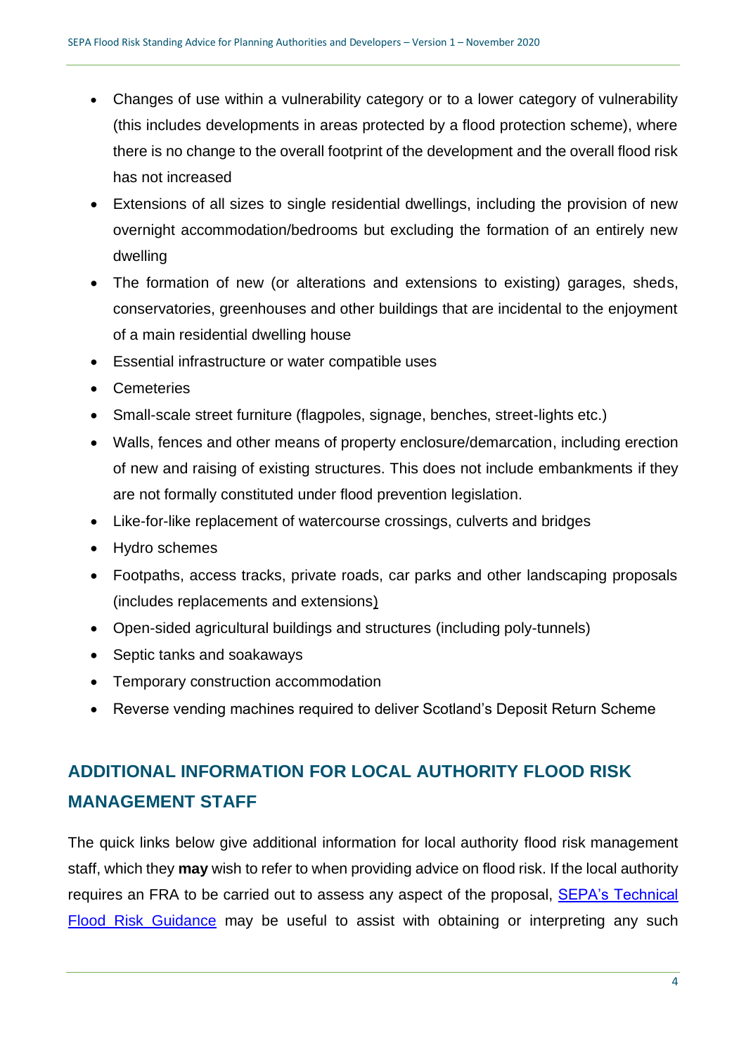- Changes of use within a vulnerability category or to a lower category of vulnerability (this includes developments in areas protected by a flood protection scheme), where there is no change to the overall footprint of the development and the overall flood risk has not increased
- Extensions of all sizes to single residential dwellings, including the provision of new overnight accommodation/bedrooms but excluding the formation of an entirely new dwelling
- The formation of new (or alterations and extensions to existing) garages, sheds, conservatories, greenhouses and other buildings that are incidental to the enjoyment of a main residential dwelling house
- Essential infrastructure or water compatible uses
- Cemeteries
- Small-scale street furniture (flagpoles, signage, benches, street-lights etc.)
- Walls, fences and other means of property enclosure/demarcation, including erection of new and raising of existing structures. This does not include embankments if they are not formally constituted under flood prevention legislation.
- Like-for-like replacement of watercourse crossings, culverts and bridges
- Hydro schemes
- Footpaths, access tracks, private roads, car parks and other landscaping proposals (includes replacements and extensions)
- Open-sided agricultural buildings and structures (including poly-tunnels)
- Septic tanks and soakaways
- Temporary construction accommodation
- Reverse vending machines required to deliver Scotland's Deposit Return Scheme

## ADDITIONAL INFORMATION FOR LOCAL AUTHORITY FLOOD RISK MANAGEMENT STAFF

The quick links below give additional information for local authority flood risk management staff, which they **may** wish to refer to when providing advice on flood risk. If the local authority requires an FRA to be carried out to assess any aspect of the proposal, SEPA's Technical Flood Risk Guidance may be useful to assist with obtaining or interpreting any such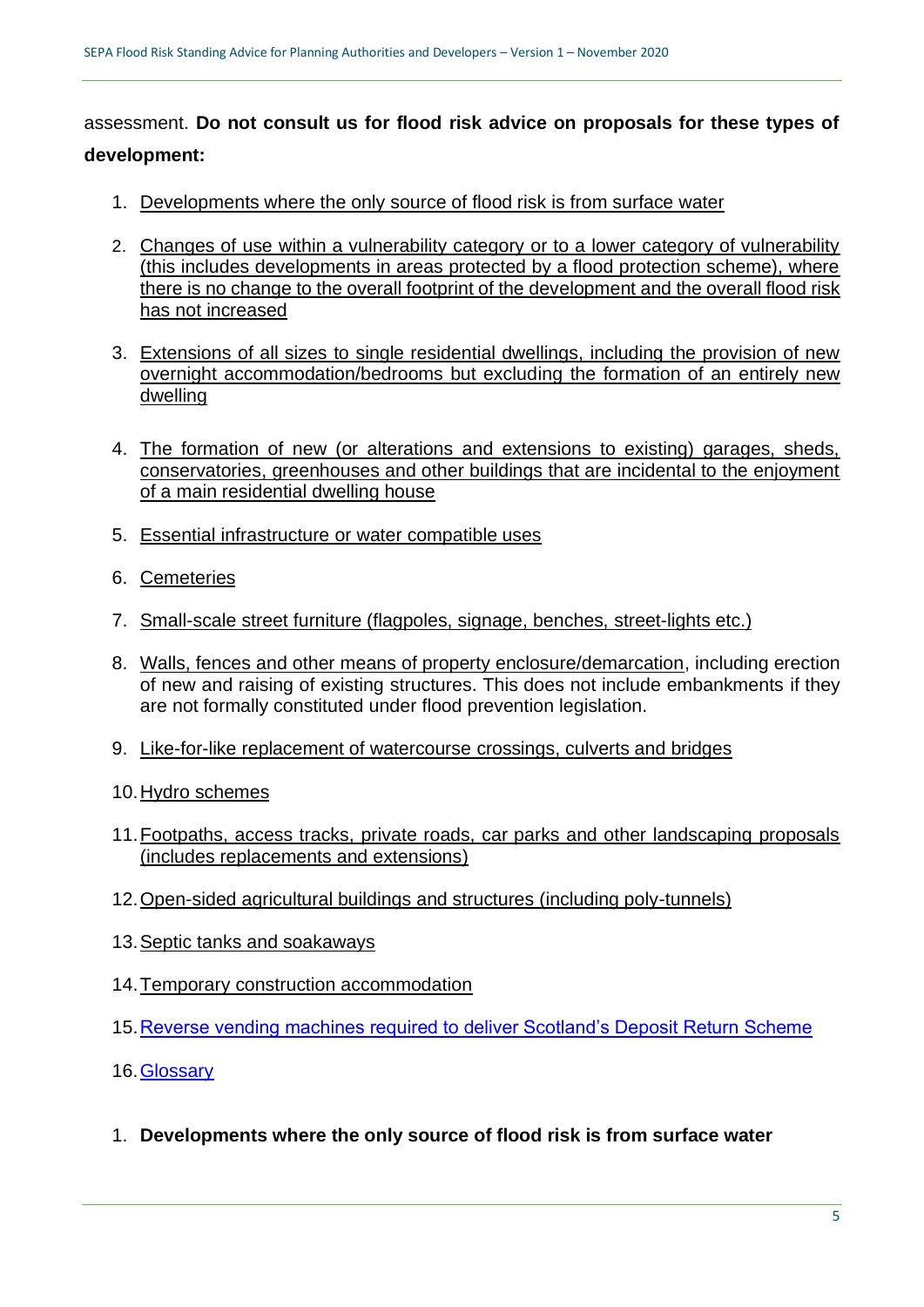assessment. **Do not consult us for flood risk advice on proposals for these types of development:**

1. Developments where the only source of flood risk is from surface water
2. Changes of use within a vulnerability category or to a lower category of vulnerability (this includes developments in areas protected by a flood protection scheme), where there is no change to the overall footprint of the development and the overall flood risk has not increased
3. Extensions of all sizes to single residential dwellings, including the provision of new overnight accommodation/bedrooms but excluding the formation of an entirely new dwelling
4. The formation of new (or alterations and extensions to existing) garages, sheds, conservatories, greenhouses and other buildings that are incidental to the enjoyment of a main residential dwelling house
5. Essential infrastructure or water compatible uses
6. Cemeteries
7. Small-scale street furniture (flagpoles, signage, benches, street-lights etc.)
8. Walls, fences and other means of property enclosure/demarcation, including erection of new and raising of existing structures. This does not include embankments if they are not formally constituted under flood prevention legislation.
9. Like-for-like replacement of watercourse crossings, culverts and bridges
10. Hydro schemes
11. Footpaths, access tracks, private roads, car parks and other landscaping proposals (includes replacements and extensions)
12. Open-sided agricultural buildings and structures (including poly-tunnels)
13. Septic tanks and soakaways
14. Temporary construction accommodation
15. Reverse vending machines required to deliver Scotland's Deposit Return Scheme
16. Glossary

1. **Developments where the only source of flood risk is from surface water**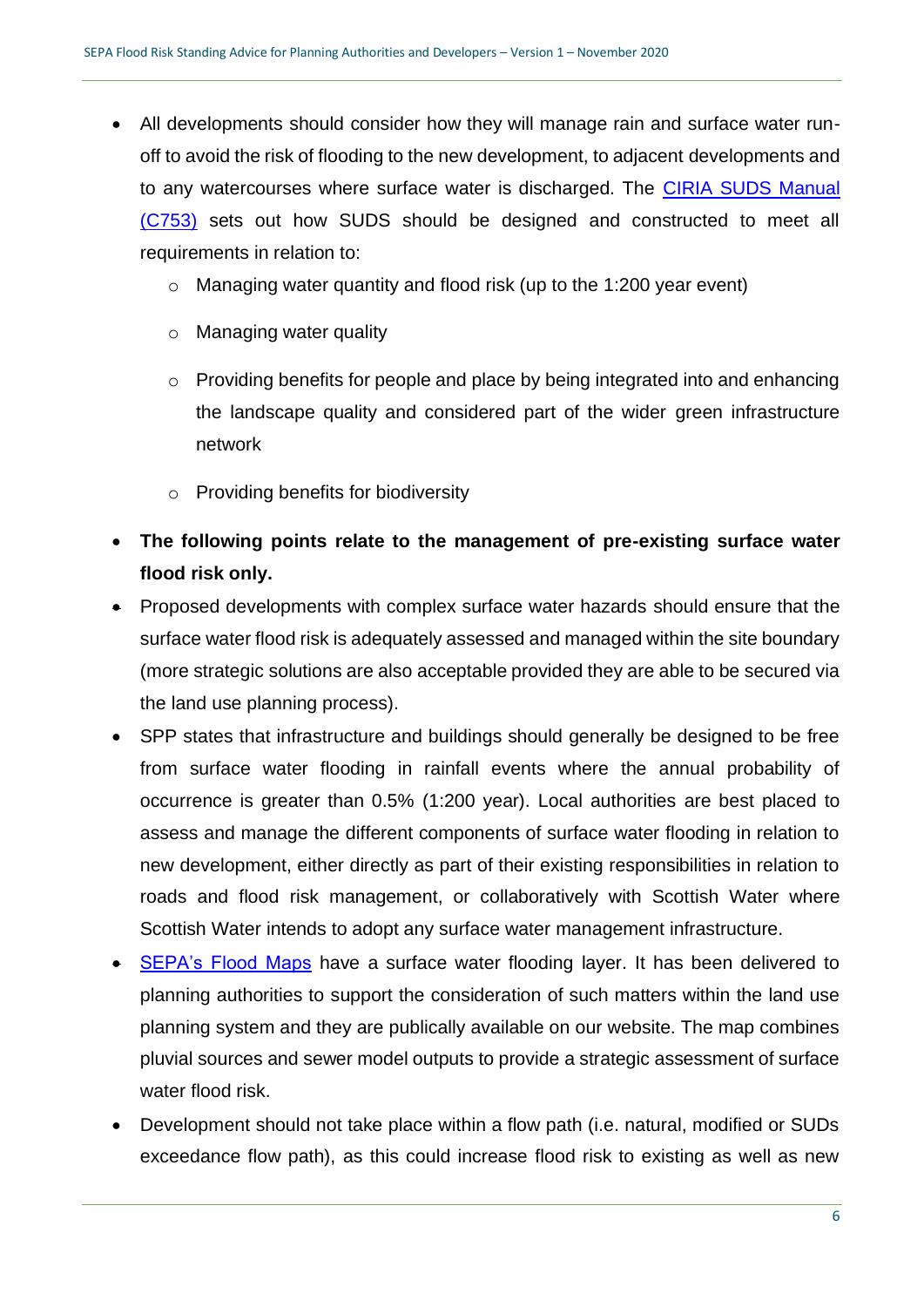- All developments should consider how they will manage rain and surface water run-off to avoid the risk of flooding to the new development, to adjacent developments and to any watercourses where surface water is discharged. The [CIRIA SUDS Manual (C753)] sets out how SUDS should be designed and constructed to meet all requirements in relation to:
  - Managing water quantity and flood risk (up to the 1:200 year event)
  - Managing water quality
  - Providing benefits for people and place by being integrated into and enhancing the landscape quality and considered part of the wider green infrastructure network
  - Providing benefits for biodiversity
- **The following points relate to the management of pre-existing surface water flood risk only.**
- Proposed developments with complex surface water hazards should ensure that the surface water flood risk is adequately assessed and managed within the site boundary (more strategic solutions are also acceptable provided they are able to be secured via the land use planning process).
- SPP states that infrastructure and buildings should generally be designed to be free from surface water flooding in rainfall events where the annual probability of occurrence is greater than 0.5% (1:200 year). Local authorities are best placed to assess and manage the different components of surface water flooding in relation to new development, either directly as part of their existing responsibilities in relation to roads and flood risk management, or collaboratively with Scottish Water where Scottish Water intends to adopt any surface water management infrastructure.
- [SEPA's Flood Maps] have a surface water flooding layer. It has been delivered to planning authorities to support the consideration of such matters within the land use planning system and they are publically available on our website. The map combines pluvial sources and sewer model outputs to provide a strategic assessment of surface water flood risk.
- Development should not take place within a flow path (i.e. natural, modified or SUDs exceedance flow path), as this could increase flood risk to existing as well as new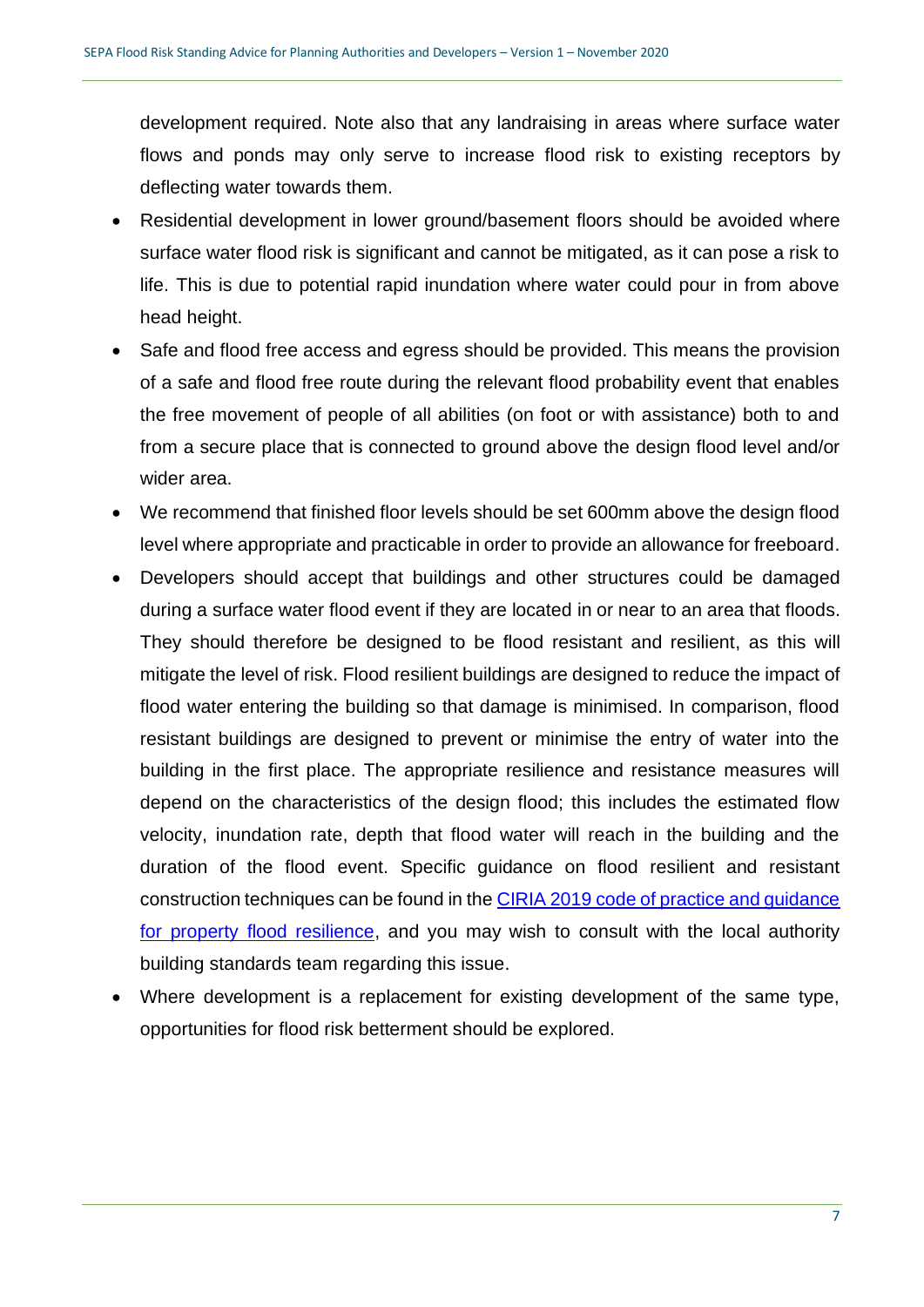development required. Note also that any landraising in areas where surface water flows and ponds may only serve to increase flood risk to existing receptors by deflecting water towards them.

- Residential development in lower ground/basement floors should be avoided where surface water flood risk is significant and cannot be mitigated, as it can pose a risk to life. This is due to potential rapid inundation where water could pour in from above head height.
- Safe and flood free access and egress should be provided. This means the provision of a safe and flood free route during the relevant flood probability event that enables the free movement of people of all abilities (on foot or with assistance) both to and from a secure place that is connected to ground above the design flood level and/or wider area.
- We recommend that finished floor levels should be set 600mm above the design flood level where appropriate and practicable in order to provide an allowance for freeboard.
- Developers should accept that buildings and other structures could be damaged during a surface water flood event if they are located in or near to an area that floods. They should therefore be designed to be flood resistant and resilient, as this will mitigate the level of risk. Flood resilient buildings are designed to reduce the impact of flood water entering the building so that damage is minimised. In comparison, flood resistant buildings are designed to prevent or minimise the entry of water into the building in the first place. The appropriate resilience and resistance measures will depend on the characteristics of the design flood; this includes the estimated flow velocity, inundation rate, depth that flood water will reach in the building and the duration of the flood event. Specific guidance on flood resilient and resistant construction techniques can be found in the CIRIA 2019 code of practice and guidance for property flood resilience, and you may wish to consult with the local authority building standards team regarding this issue.
- Where development is a replacement for existing development of the same type, opportunities for flood risk betterment should be explored.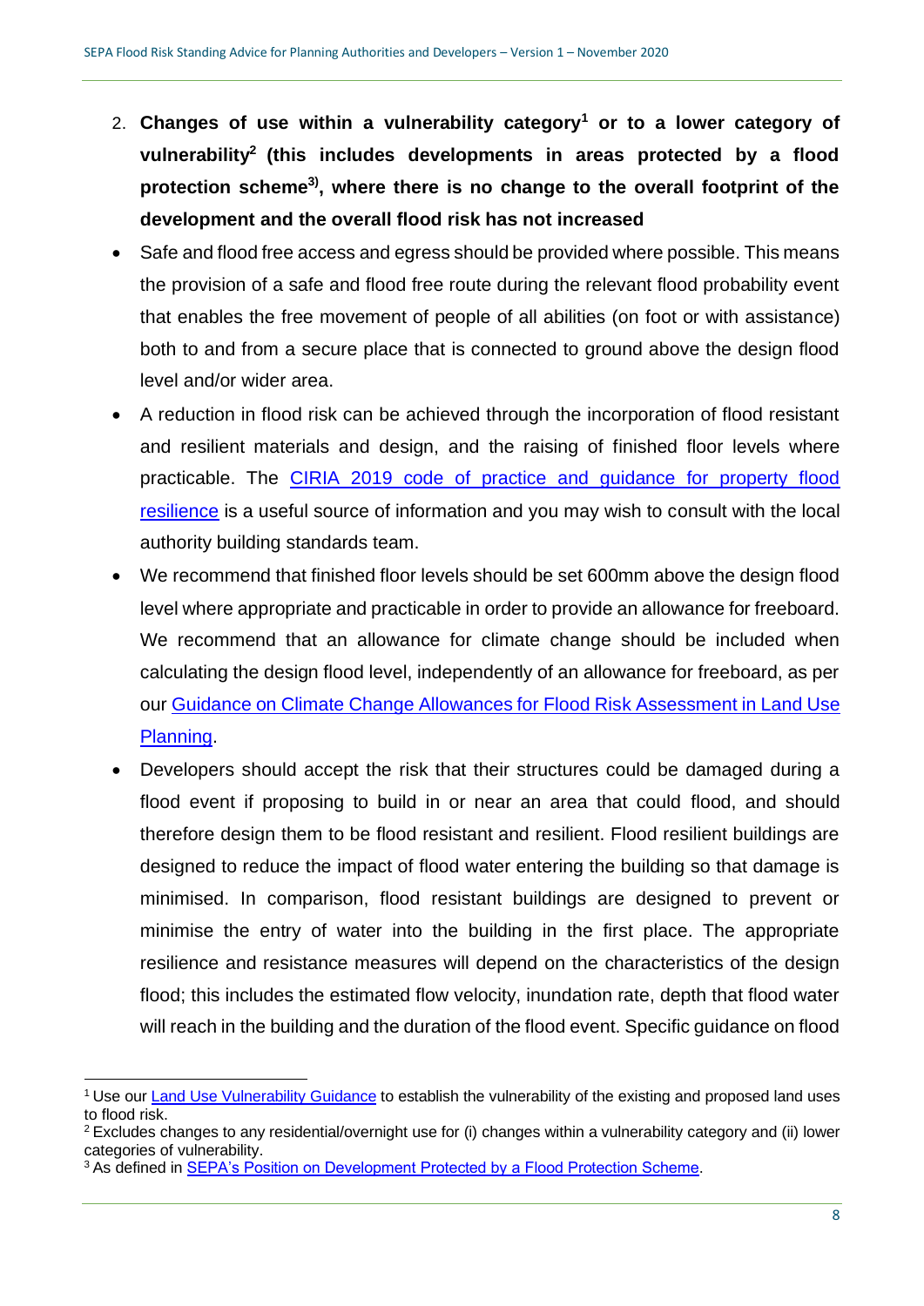2. **Changes of use within a vulnerability category[1] or to a lower category of vulnerability[2] (this includes developments in areas protected by a flood protection scheme[3]), where there is no change to the overall footprint of the development and the overall flood risk has not increased**

- Safe and flood free access and egress should be provided where possible. This means the provision of a safe and flood free route during the relevant flood probability event that enables the free movement of people of all abilities (on foot or with assistance) both to and from a secure place that is connected to ground above the design flood level and/or wider area.
- A reduction in flood risk can be achieved through the incorporation of flood resistant and resilient materials and design, and the raising of finished floor levels where practicable. The CIRIA 2019 code of practice and guidance for property flood resilience is a useful source of information and you may wish to consult with the local authority building standards team.
- We recommend that finished floor levels should be set 600mm above the design flood level where appropriate and practicable in order to provide an allowance for freeboard. We recommend that an allowance for climate change should be included when calculating the design flood level, independently of an allowance for freeboard, as per our Guidance on Climate Change Allowances for Flood Risk Assessment in Land Use Planning.
- Developers should accept the risk that their structures could be damaged during a flood event if proposing to build in or near an area that could flood, and should therefore design them to be flood resistant and resilient. Flood resilient buildings are designed to reduce the impact of flood water entering the building so that damage is minimised. In comparison, flood resistant buildings are designed to prevent or minimise the entry of water into the building in the first place. The appropriate resilience and resistance measures will depend on the characteristics of the design flood; this includes the estimated flow velocity, inundation rate, depth that flood water will reach in the building and the duration of the flood event. Specific guidance on flood

[1] Use our Land Use Vulnerability Guidance to establish the vulnerability of the existing and proposed land uses to flood risk.

[2] Excludes changes to any residential/overnight use for (i) changes within a vulnerability category and (ii) lower categories of vulnerability.

[3] As defined in SEPA's Position on Development Protected by a Flood Protection Scheme.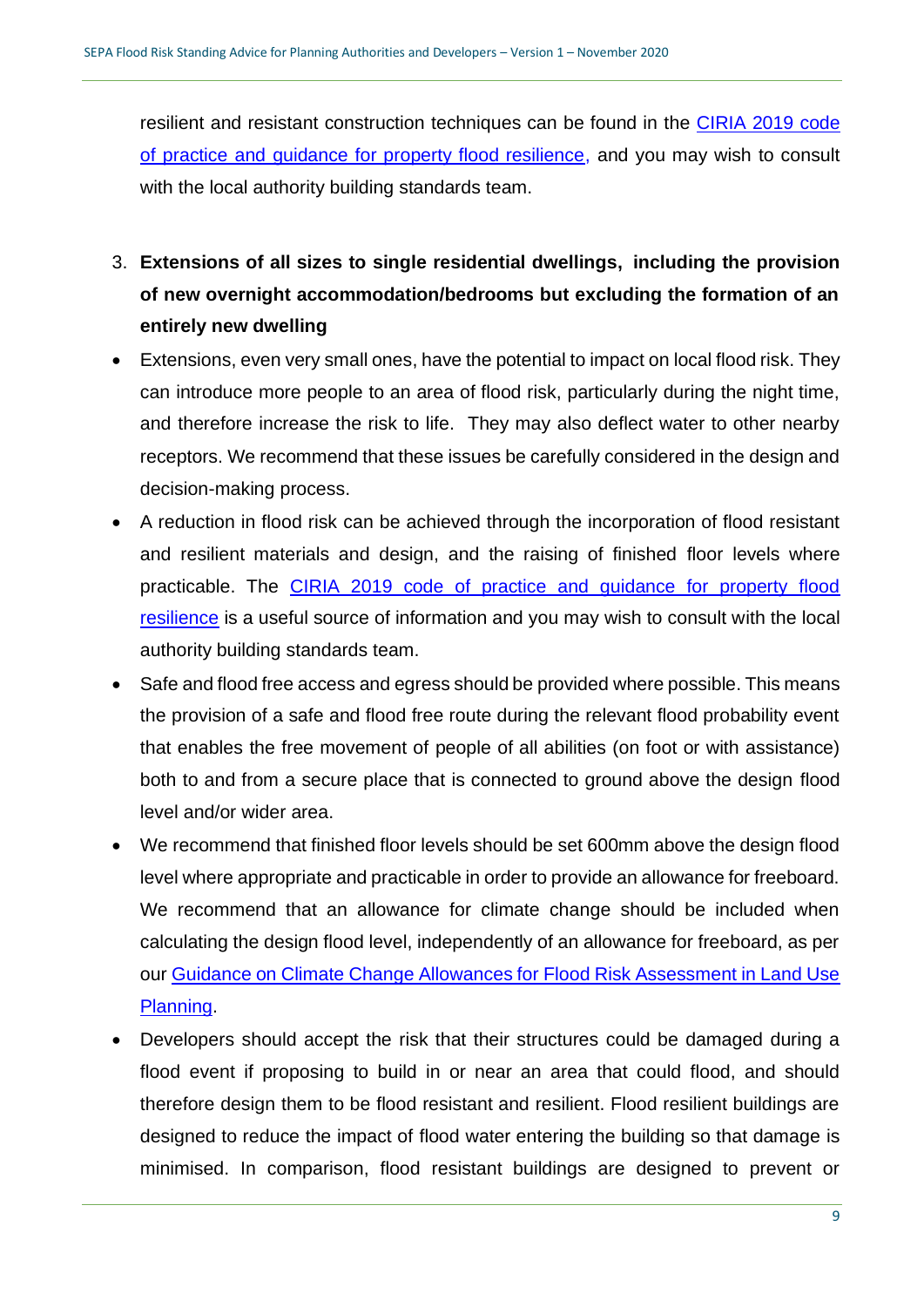resilient and resistant construction techniques can be found in the CIRIA 2019 code of practice and guidance for property flood resilience, and you may wish to consult with the local authority building standards team.

3. **Extensions of all sizes to single residential dwellings, including the provision of new overnight accommodation/bedrooms but excluding the formation of an entirely new dwelling**

- Extensions, even very small ones, have the potential to impact on local flood risk. They can introduce more people to an area of flood risk, particularly during the night time, and therefore increase the risk to life. They may also deflect water to other nearby receptors. We recommend that these issues be carefully considered in the design and decision-making process.
- A reduction in flood risk can be achieved through the incorporation of flood resistant and resilient materials and design, and the raising of finished floor levels where practicable. The CIRIA 2019 code of practice and guidance for property flood resilience is a useful source of information and you may wish to consult with the local authority building standards team.
- Safe and flood free access and egress should be provided where possible. This means the provision of a safe and flood free route during the relevant flood probability event that enables the free movement of people of all abilities (on foot or with assistance) both to and from a secure place that is connected to ground above the design flood level and/or wider area.
- We recommend that finished floor levels should be set 600mm above the design flood level where appropriate and practicable in order to provide an allowance for freeboard. We recommend that an allowance for climate change should be included when calculating the design flood level, independently of an allowance for freeboard, as per our Guidance on Climate Change Allowances for Flood Risk Assessment in Land Use Planning.
- Developers should accept the risk that their structures could be damaged during a flood event if proposing to build in or near an area that could flood, and should therefore design them to be flood resistant and resilient. Flood resilient buildings are designed to reduce the impact of flood water entering the building so that damage is minimised. In comparison, flood resistant buildings are designed to prevent or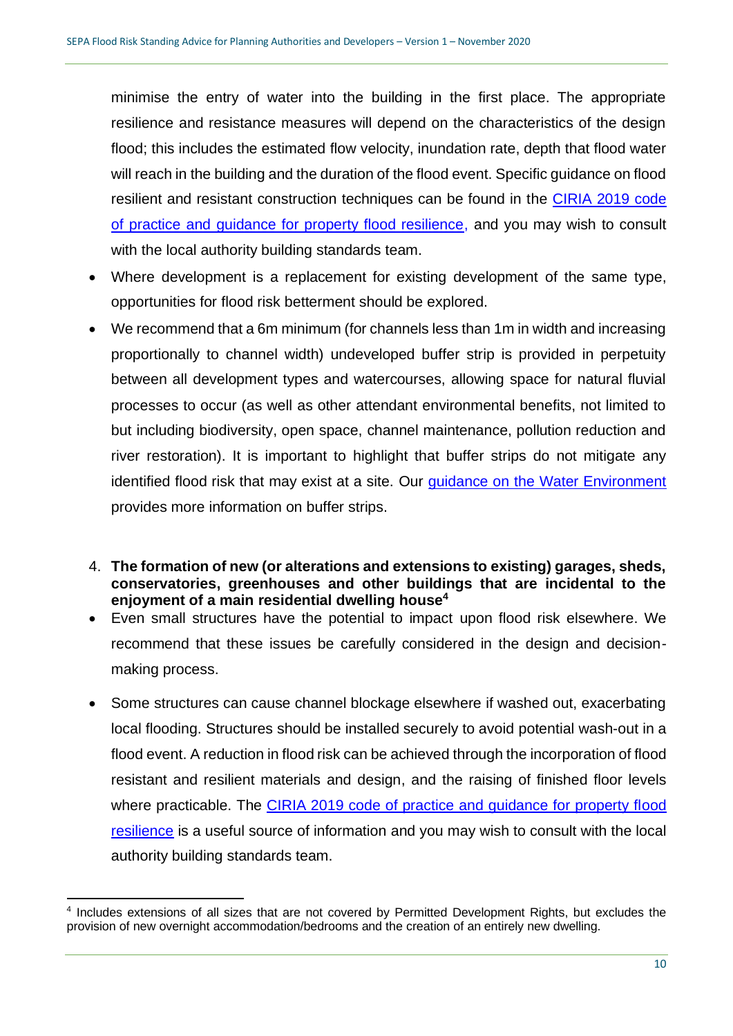minimise the entry of water into the building in the first place. The appropriate resilience and resistance measures will depend on the characteristics of the design flood; this includes the estimated flow velocity, inundation rate, depth that flood water will reach in the building and the duration of the flood event. Specific guidance on flood resilient and resistant construction techniques can be found in the [CIRIA 2019 code of practice and guidance for property flood resilience](), and you may wish to consult with the local authority building standards team.

- Where development is a replacement for existing development of the same type, opportunities for flood risk betterment should be explored.
- We recommend that a 6m minimum (for channels less than 1m in width and increasing proportionally to channel width) undeveloped buffer strip is provided in perpetuity between all development types and watercourses, allowing space for natural fluvial processes to occur (as well as other attendant environmental benefits, not limited to but including biodiversity, open space, channel maintenance, pollution reduction and river restoration). It is important to highlight that buffer strips do not mitigate any identified flood risk that may exist at a site. Our [guidance on the Water Environment]() provides more information on buffer strips.

4. **The formation of new (or alterations and extensions to existing) garages, sheds, conservatories, greenhouses and other buildings that are incidental to the enjoyment of a main residential dwelling house**[4]

- Even small structures have the potential to impact upon flood risk elsewhere. We recommend that these issues be carefully considered in the design and decision-making process.
- Some structures can cause channel blockage elsewhere if washed out, exacerbating local flooding. Structures should be installed securely to avoid potential wash-out in a flood event. A reduction in flood risk can be achieved through the incorporation of flood resistant and resilient materials and design, and the raising of finished floor levels where practicable. The [CIRIA 2019 code of practice and guidance for property flood resilience]() is a useful source of information and you may wish to consult with the local authority building standards team.

[4] Includes extensions of all sizes that are not covered by Permitted Development Rights, but excludes the provision of new overnight accommodation/bedrooms and the creation of an entirely new dwelling.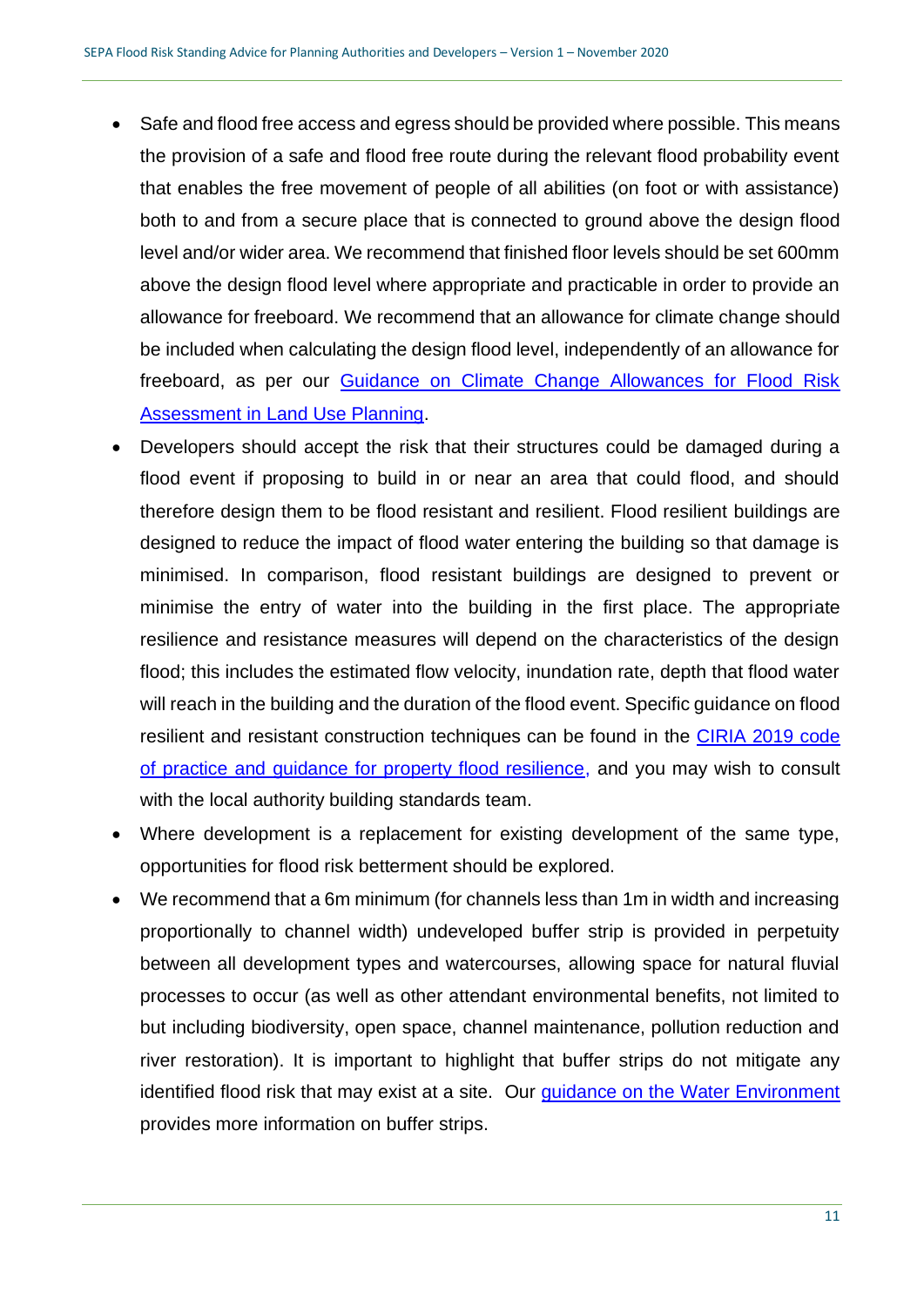- Safe and flood free access and egress should be provided where possible. This means the provision of a safe and flood free route during the relevant flood probability event that enables the free movement of people of all abilities (on foot or with assistance) both to and from a secure place that is connected to ground above the design flood level and/or wider area. We recommend that finished floor levels should be set 600mm above the design flood level where appropriate and practicable in order to provide an allowance for freeboard. We recommend that an allowance for climate change should be included when calculating the design flood level, independently of an allowance for freeboard, as per our [Guidance on Climate Change Allowances for Flood Risk Assessment in Land Use Planning](#).
- Developers should accept the risk that their structures could be damaged during a flood event if proposing to build in or near an area that could flood, and should therefore design them to be flood resistant and resilient. Flood resilient buildings are designed to reduce the impact of flood water entering the building so that damage is minimised. In comparison, flood resistant buildings are designed to prevent or minimise the entry of water into the building in the first place. The appropriate resilience and resistance measures will depend on the characteristics of the design flood; this includes the estimated flow velocity, inundation rate, depth that flood water will reach in the building and the duration of the flood event. Specific guidance on flood resilient and resistant construction techniques can be found in the [CIRIA 2019 code of practice and guidance for property flood resilience,](#) and you may wish to consult with the local authority building standards team.
- Where development is a replacement for existing development of the same type, opportunities for flood risk betterment should be explored.
- We recommend that a 6m minimum (for channels less than 1m in width and increasing proportionally to channel width) undeveloped buffer strip is provided in perpetuity between all development types and watercourses, allowing space for natural fluvial processes to occur (as well as other attendant environmental benefits, not limited to but including biodiversity, open space, channel maintenance, pollution reduction and river restoration). It is important to highlight that buffer strips do not mitigate any identified flood risk that may exist at a site. Our [guidance on the Water Environment](#) provides more information on buffer strips.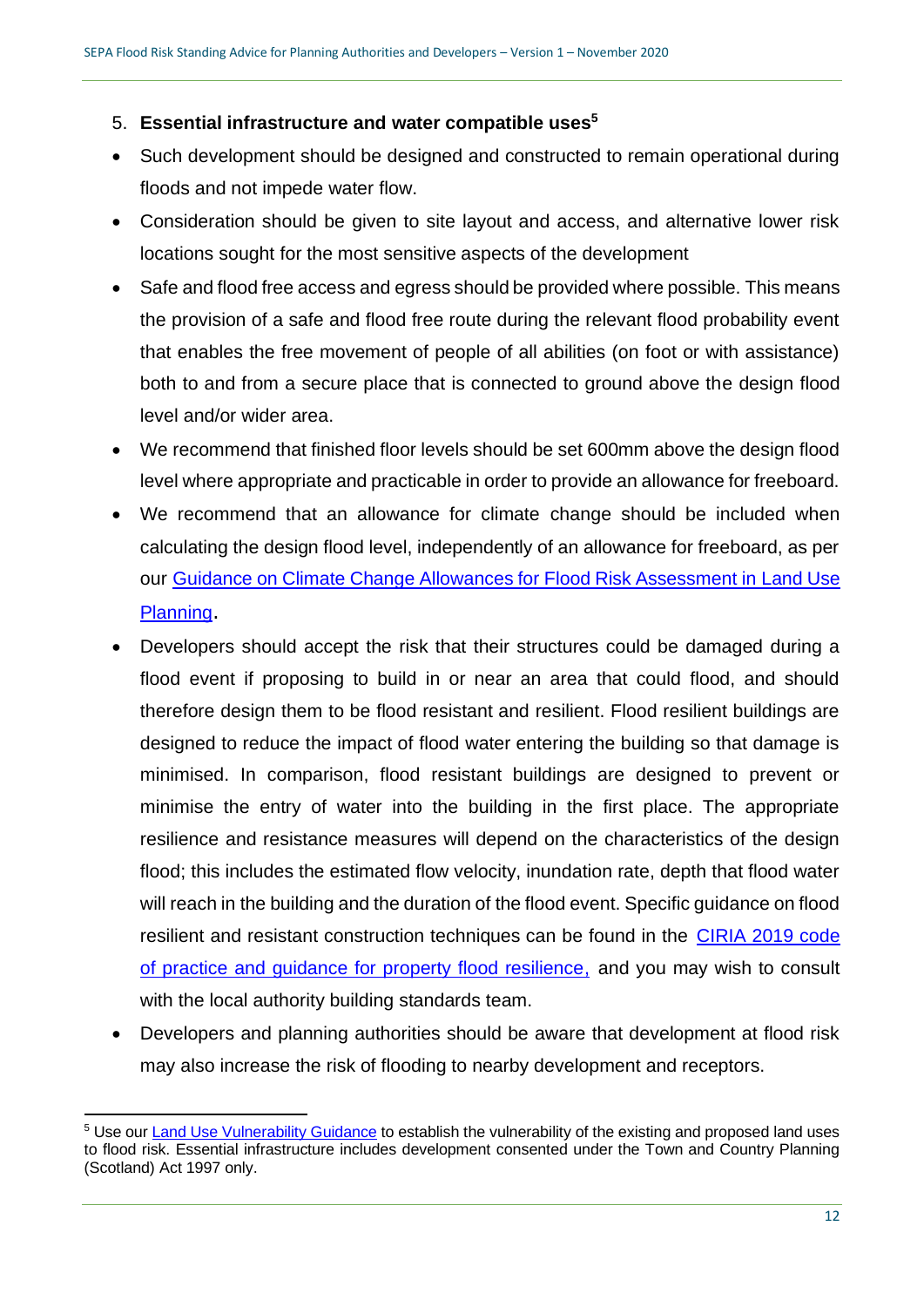5. **Essential infrastructure and water compatible uses**[5]

- Such development should be designed and constructed to remain operational during floods and not impede water flow.
- Consideration should be given to site layout and access, and alternative lower risk locations sought for the most sensitive aspects of the development
- Safe and flood free access and egress should be provided where possible. This means the provision of a safe and flood free route during the relevant flood probability event that enables the free movement of people of all abilities (on foot or with assistance) both to and from a secure place that is connected to ground above the design flood level and/or wider area.
- We recommend that finished floor levels should be set 600mm above the design flood level where appropriate and practicable in order to provide an allowance for freeboard.
- We recommend that an allowance for climate change should be included when calculating the design flood level, independently of an allowance for freeboard, as per our [Guidance on Climate Change Allowances for Flood Risk Assessment in Land Use Planning](#).
- Developers should accept the risk that their structures could be damaged during a flood event if proposing to build in or near an area that could flood, and should therefore design them to be flood resistant and resilient. Flood resilient buildings are designed to reduce the impact of flood water entering the building so that damage is minimised. In comparison, flood resistant buildings are designed to prevent or minimise the entry of water into the building in the first place. The appropriate resilience and resistance measures will depend on the characteristics of the design flood; this includes the estimated flow velocity, inundation rate, depth that flood water will reach in the building and the duration of the flood event. Specific guidance on flood resilient and resistant construction techniques can be found in the [CIRIA 2019 code of practice and guidance for property flood resilience,](#) and you may wish to consult with the local authority building standards team.
- Developers and planning authorities should be aware that development at flood risk may also increase the risk of flooding to nearby development and receptors.

[5] Use our [Land Use Vulnerability Guidance](#) to establish the vulnerability of the existing and proposed land uses to flood risk. Essential infrastructure includes development consented under the Town and Country Planning (Scotland) Act 1997 only.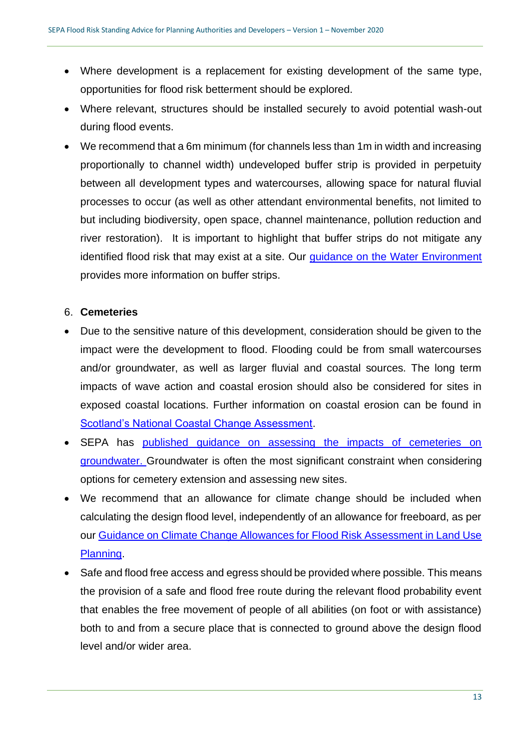- Where development is a replacement for existing development of the same type, opportunities for flood risk betterment should be explored.
- Where relevant, structures should be installed securely to avoid potential wash-out during flood events.
- We recommend that a 6m minimum (for channels less than 1m in width and increasing proportionally to channel width) undeveloped buffer strip is provided in perpetuity between all development types and watercourses, allowing space for natural fluvial processes to occur (as well as other attendant environmental benefits, not limited to but including biodiversity, open space, channel maintenance, pollution reduction and river restoration). It is important to highlight that buffer strips do not mitigate any identified flood risk that may exist at a site. Our guidance on the Water Environment provides more information on buffer strips.

6. **Cemeteries**

- Due to the sensitive nature of this development, consideration should be given to the impact were the development to flood. Flooding could be from small watercourses and/or groundwater, as well as larger fluvial and coastal sources. The long term impacts of wave action and coastal erosion should also be considered for sites in exposed coastal locations. Further information on coastal erosion can be found in Scotland's National Coastal Change Assessment.
- SEPA has published guidance on assessing the impacts of cemeteries on groundwater. Groundwater is often the most significant constraint when considering options for cemetery extension and assessing new sites.
- We recommend that an allowance for climate change should be included when calculating the design flood level, independently of an allowance for freeboard, as per our Guidance on Climate Change Allowances for Flood Risk Assessment in Land Use Planning.
- Safe and flood free access and egress should be provided where possible. This means the provision of a safe and flood free route during the relevant flood probability event that enables the free movement of people of all abilities (on foot or with assistance) both to and from a secure place that is connected to ground above the design flood level and/or wider area.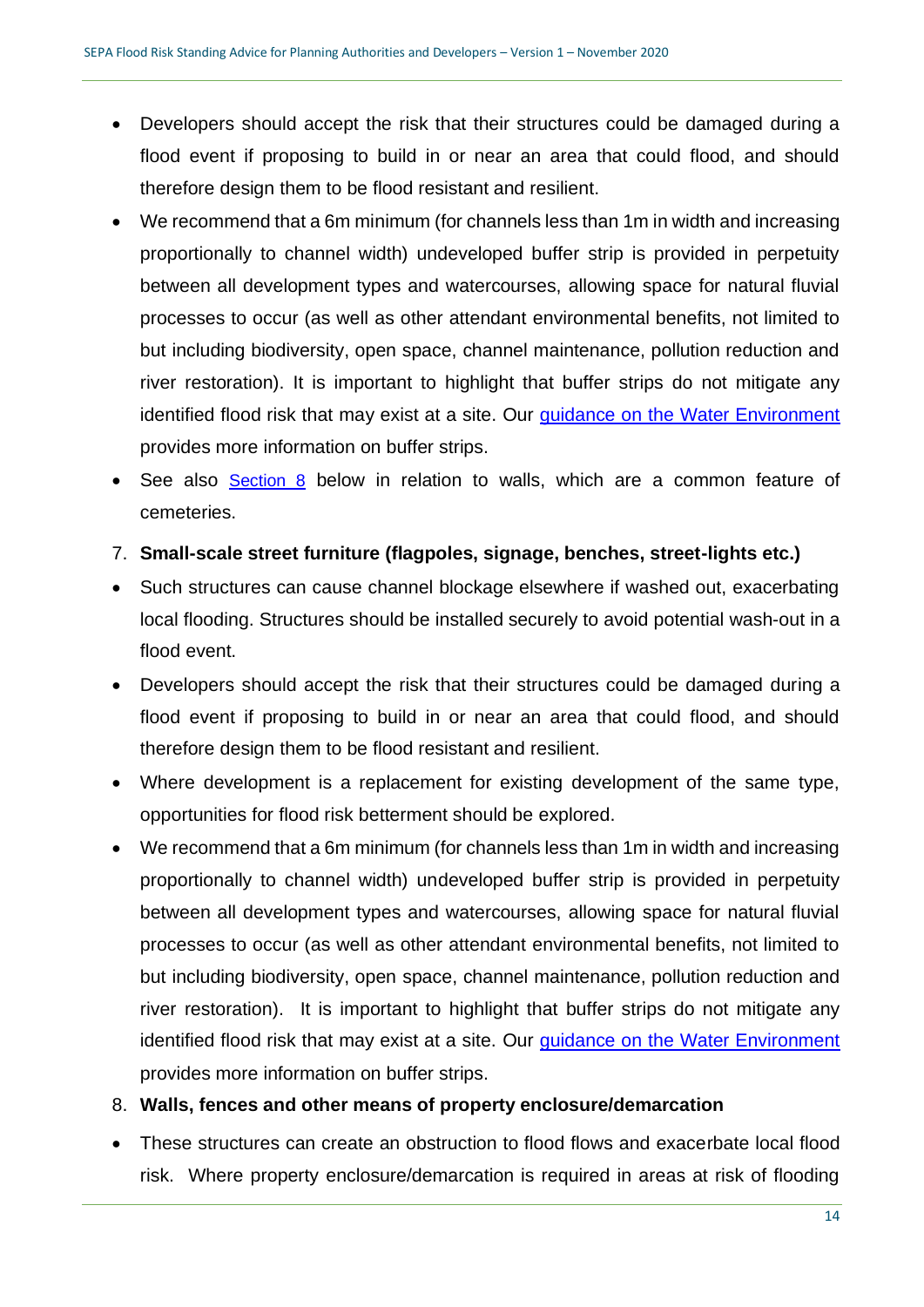- Developers should accept the risk that their structures could be damaged during a flood event if proposing to build in or near an area that could flood, and should therefore design them to be flood resistant and resilient.
- We recommend that a 6m minimum (for channels less than 1m in width and increasing proportionally to channel width) undeveloped buffer strip is provided in perpetuity between all development types and watercourses, allowing space for natural fluvial processes to occur (as well as other attendant environmental benefits, not limited to but including biodiversity, open space, channel maintenance, pollution reduction and river restoration). It is important to highlight that buffer strips do not mitigate any identified flood risk that may exist at a site. Our [guidance on the Water Environment] provides more information on buffer strips.
- See also [Section 8] below in relation to walls, which are a common feature of cemeteries.

7. **Small-scale street furniture (flagpoles, signage, benches, street-lights etc.)**

- Such structures can cause channel blockage elsewhere if washed out, exacerbating local flooding. Structures should be installed securely to avoid potential wash-out in a flood event.
- Developers should accept the risk that their structures could be damaged during a flood event if proposing to build in or near an area that could flood, and should therefore design them to be flood resistant and resilient.
- Where development is a replacement for existing development of the same type, opportunities for flood risk betterment should be explored.
- We recommend that a 6m minimum (for channels less than 1m in width and increasing proportionally to channel width) undeveloped buffer strip is provided in perpetuity between all development types and watercourses, allowing space for natural fluvial processes to occur (as well as other attendant environmental benefits, not limited to but including biodiversity, open space, channel maintenance, pollution reduction and river restoration). It is important to highlight that buffer strips do not mitigate any identified flood risk that may exist at a site. Our [guidance on the Water Environment] provides more information on buffer strips.

8. **Walls, fences and other means of property enclosure/demarcation**

- These structures can create an obstruction to flood flows and exacerbate local flood risk. Where property enclosure/demarcation is required in areas at risk of flooding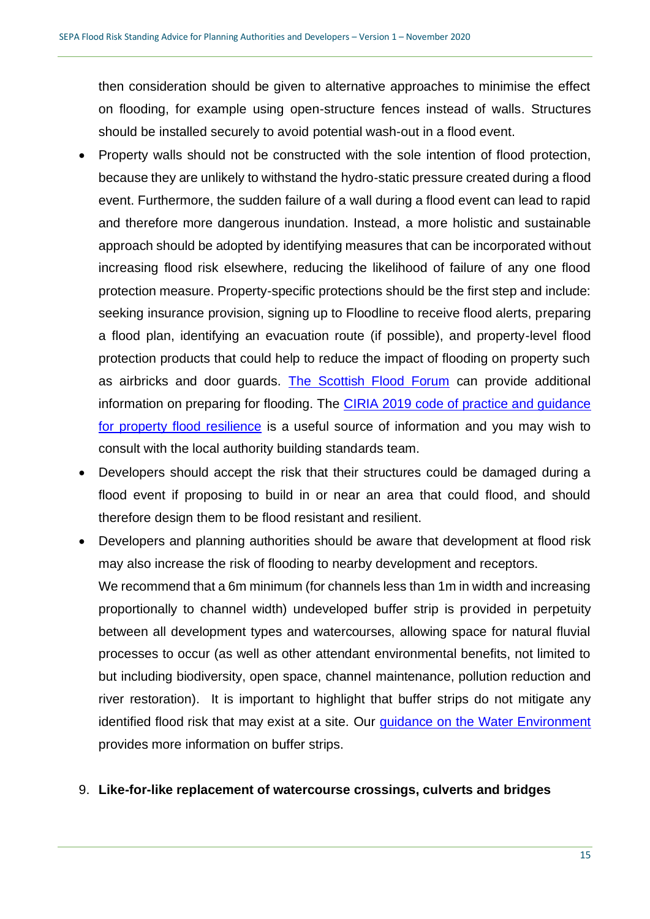then consideration should be given to alternative approaches to minimise the effect on flooding, for example using open-structure fences instead of walls. Structures should be installed securely to avoid potential wash-out in a flood event.

- Property walls should not be constructed with the sole intention of flood protection, because they are unlikely to withstand the hydro-static pressure created during a flood event. Furthermore, the sudden failure of a wall during a flood event can lead to rapid and therefore more dangerous inundation. Instead, a more holistic and sustainable approach should be adopted by identifying measures that can be incorporated without increasing flood risk elsewhere, reducing the likelihood of failure of any one flood protection measure. Property-specific protections should be the first step and include: seeking insurance provision, signing up to Floodline to receive flood alerts, preparing a flood plan, identifying an evacuation route (if possible), and property-level flood protection products that could help to reduce the impact of flooding on property such as airbricks and door guards. The Scottish Flood Forum can provide additional information on preparing for flooding. The CIRIA 2019 code of practice and guidance for property flood resilience is a useful source of information and you may wish to consult with the local authority building standards team.
- Developers should accept the risk that their structures could be damaged during a flood event if proposing to build in or near an area that could flood, and should therefore design them to be flood resistant and resilient.
- Developers and planning authorities should be aware that development at flood risk may also increase the risk of flooding to nearby development and receptors.
  We recommend that a 6m minimum (for channels less than 1m in width and increasing proportionally to channel width) undeveloped buffer strip is provided in perpetuity between all development types and watercourses, allowing space for natural fluvial processes to occur (as well as other attendant environmental benefits, not limited to but including biodiversity, open space, channel maintenance, pollution reduction and river restoration). It is important to highlight that buffer strips do not mitigate any identified flood risk that may exist at a site. Our guidance on the Water Environment provides more information on buffer strips.

9. **Like-for-like replacement of watercourse crossings, culverts and bridges**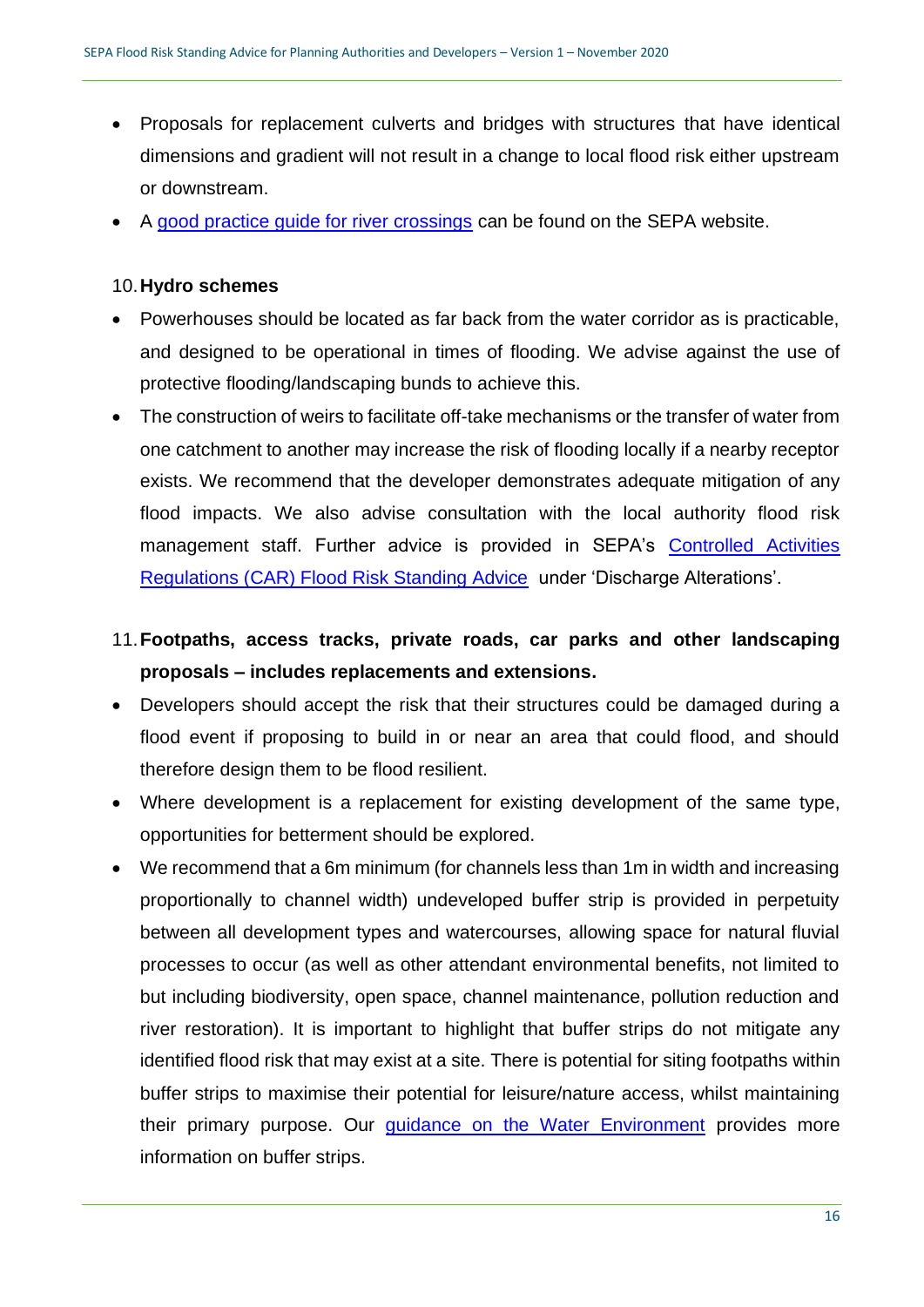- Proposals for replacement culverts and bridges with structures that have identical dimensions and gradient will not result in a change to local flood risk either upstream or downstream.
- A [good practice guide for river crossings]() can be found on the SEPA website.

10. **Hydro schemes**

- Powerhouses should be located as far back from the water corridor as is practicable, and designed to be operational in times of flooding. We advise against the use of protective flooding/landscaping bunds to achieve this.
- The construction of weirs to facilitate off-take mechanisms or the transfer of water from one catchment to another may increase the risk of flooding locally if a nearby receptor exists. We recommend that the developer demonstrates adequate mitigation of any flood impacts. We also advise consultation with the local authority flood risk management staff. Further advice is provided in SEPA's [Controlled Activities Regulations (CAR) Flood Risk Standing Advice]() under 'Discharge Alterations'.

11. **Footpaths, access tracks, private roads, car parks and other landscaping proposals – includes replacements and extensions.**

- Developers should accept the risk that their structures could be damaged during a flood event if proposing to build in or near an area that could flood, and should therefore design them to be flood resilient.
- Where development is a replacement for existing development of the same type, opportunities for betterment should be explored.
- We recommend that a 6m minimum (for channels less than 1m in width and increasing proportionally to channel width) undeveloped buffer strip is provided in perpetuity between all development types and watercourses, allowing space for natural fluvial processes to occur (as well as other attendant environmental benefits, not limited to but including biodiversity, open space, channel maintenance, pollution reduction and river restoration). It is important to highlight that buffer strips do not mitigate any identified flood risk that may exist at a site. There is potential for siting footpaths within buffer strips to maximise their potential for leisure/nature access, whilst maintaining their primary purpose. Our [guidance on the Water Environment]() provides more information on buffer strips.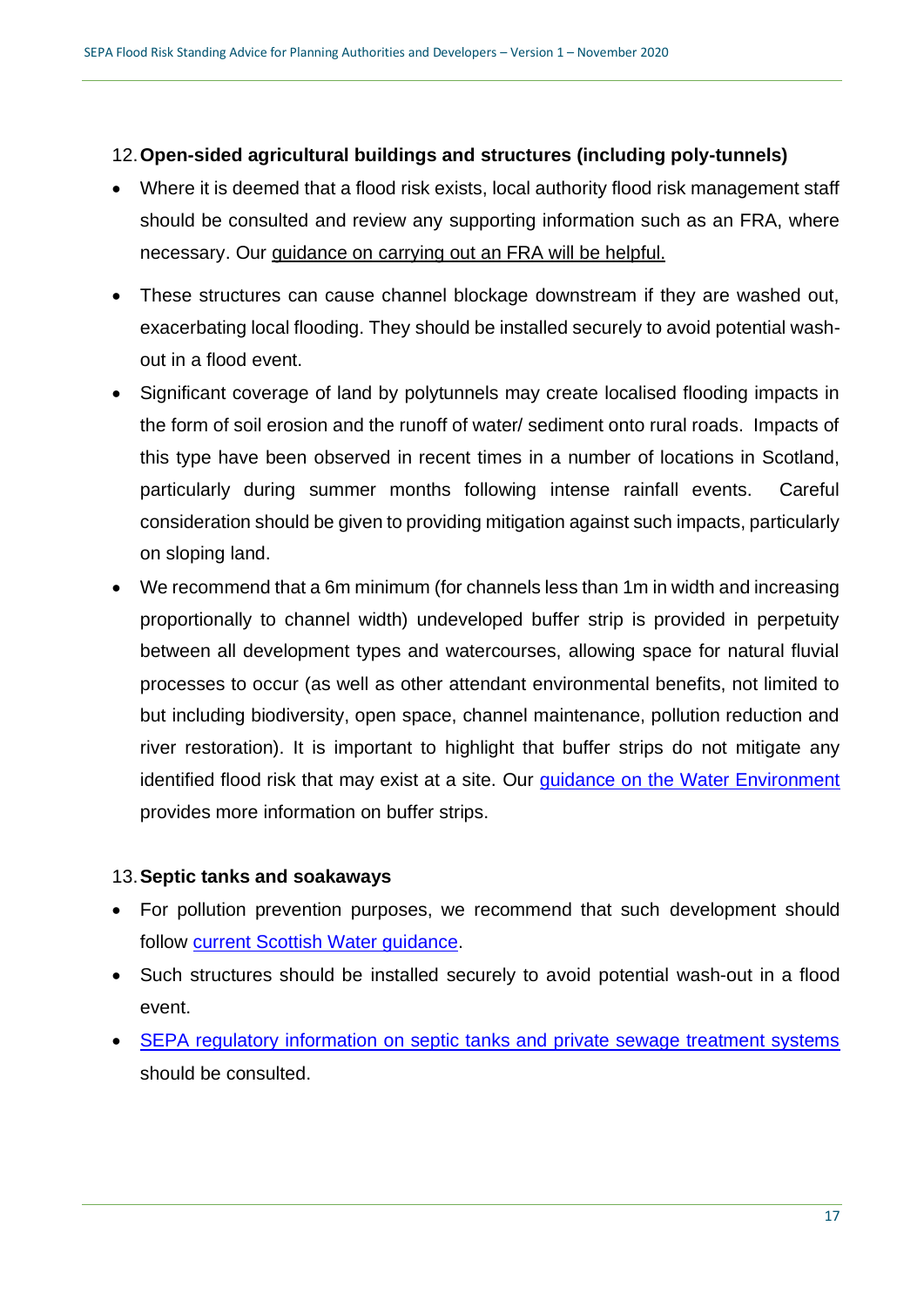## 12. Open-sided agricultural buildings and structures (including poly-tunnels)

- Where it is deemed that a flood risk exists, local authority flood risk management staff should be consulted and review any supporting information such as an FRA, where necessary. Our guidance on carrying out an FRA will be helpful.
- These structures can cause channel blockage downstream if they are washed out, exacerbating local flooding. They should be installed securely to avoid potential wash-out in a flood event.
- Significant coverage of land by polytunnels may create localised flooding impacts in the form of soil erosion and the runoff of water/ sediment onto rural roads. Impacts of this type have been observed in recent times in a number of locations in Scotland, particularly during summer months following intense rainfall events. Careful consideration should be given to providing mitigation against such impacts, particularly on sloping land.
- We recommend that a 6m minimum (for channels less than 1m in width and increasing proportionally to channel width) undeveloped buffer strip is provided in perpetuity between all development types and watercourses, allowing space for natural fluvial processes to occur (as well as other attendant environmental benefits, not limited to but including biodiversity, open space, channel maintenance, pollution reduction and river restoration). It is important to highlight that buffer strips do not mitigate any identified flood risk that may exist at a site. Our guidance on the Water Environment provides more information on buffer strips.

## 13. Septic tanks and soakaways

- For pollution prevention purposes, we recommend that such development should follow current Scottish Water guidance.
- Such structures should be installed securely to avoid potential wash-out in a flood event.
- SEPA regulatory information on septic tanks and private sewage treatment systems should be consulted.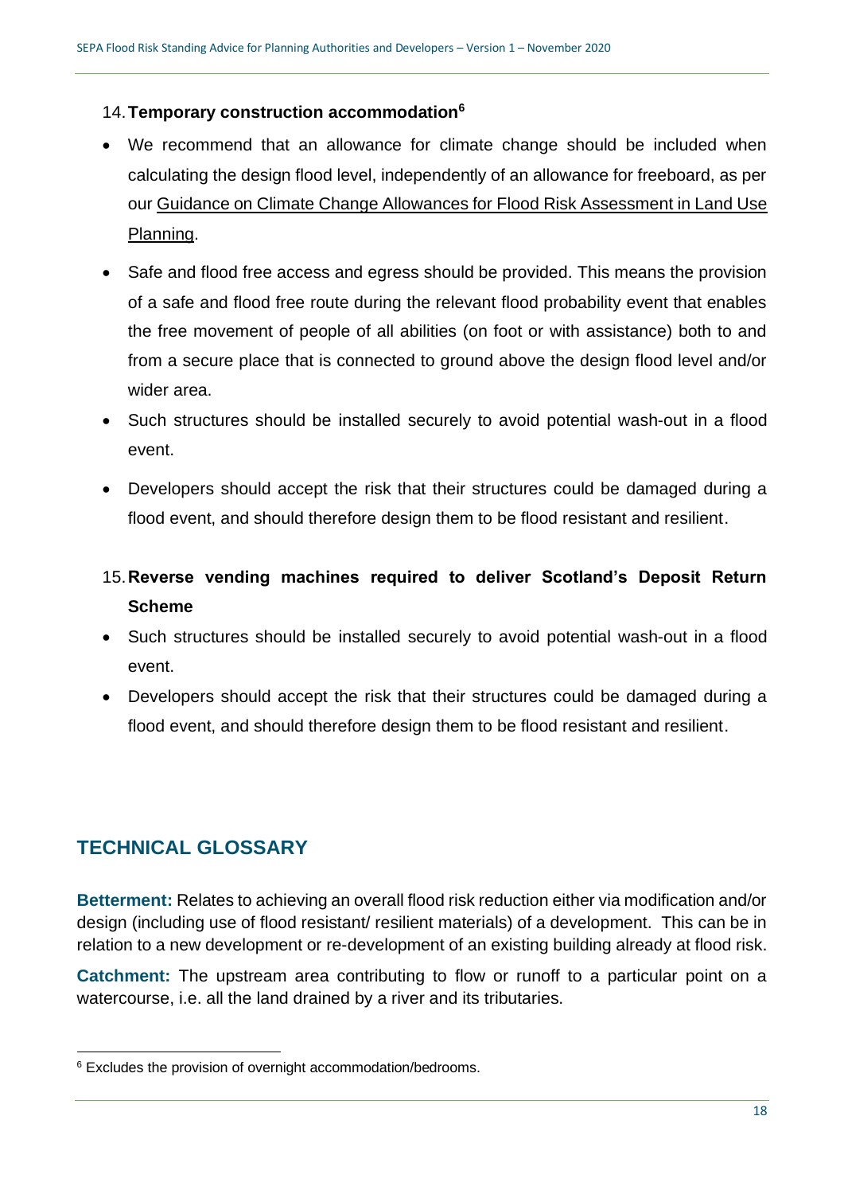14. **Temporary construction accommodation**[6]

- We recommend that an allowance for climate change should be included when calculating the design flood level, independently of an allowance for freeboard, as per our Guidance on Climate Change Allowances for Flood Risk Assessment in Land Use Planning.
- Safe and flood free access and egress should be provided. This means the provision of a safe and flood free route during the relevant flood probability event that enables the free movement of people of all abilities (on foot or with assistance) both to and from a secure place that is connected to ground above the design flood level and/or wider area.
- Such structures should be installed securely to avoid potential wash-out in a flood event.
- Developers should accept the risk that their structures could be damaged during a flood event, and should therefore design them to be flood resistant and resilient.

15. **Reverse vending machines required to deliver Scotland's Deposit Return Scheme**

- Such structures should be installed securely to avoid potential wash-out in a flood event.
- Developers should accept the risk that their structures could be damaged during a flood event, and should therefore design them to be flood resistant and resilient.

## TECHNICAL GLOSSARY

**Betterment:** Relates to achieving an overall flood risk reduction either via modification and/or design (including use of flood resistant/ resilient materials) of a development. This can be in relation to a new development or re-development of an existing building already at flood risk.

**Catchment:** The upstream area contributing to flow or runoff to a particular point on a watercourse, i.e. all the land drained by a river and its tributaries.

[6] Excludes the provision of overnight accommodation/bedrooms.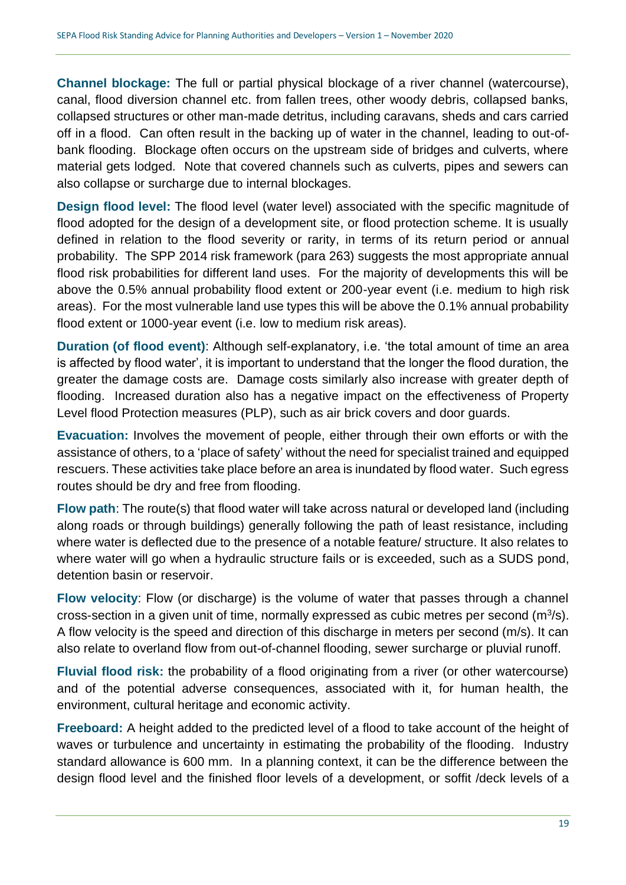**Channel blockage:** The full or partial physical blockage of a river channel (watercourse), canal, flood diversion channel etc. from fallen trees, other woody debris, collapsed banks, collapsed structures or other man-made detritus, including caravans, sheds and cars carried off in a flood. Can often result in the backing up of water in the channel, leading to out-of-bank flooding. Blockage often occurs on the upstream side of bridges and culverts, where material gets lodged. Note that covered channels such as culverts, pipes and sewers can also collapse or surcharge due to internal blockages.

**Design flood level:** The flood level (water level) associated with the specific magnitude of flood adopted for the design of a development site, or flood protection scheme. It is usually defined in relation to the flood severity or rarity, in terms of its return period or annual probability. The SPP 2014 risk framework (para 263) suggests the most appropriate annual flood risk probabilities for different land uses. For the majority of developments this will be above the 0.5% annual probability flood extent or 200-year event (i.e. medium to high risk areas). For the most vulnerable land use types this will be above the 0.1% annual probability flood extent or 1000-year event (i.e. low to medium risk areas).

**Duration (of flood event)**: Although self-explanatory, i.e. 'the total amount of time an area is affected by flood water', it is important to understand that the longer the flood duration, the greater the damage costs are. Damage costs similarly also increase with greater depth of flooding. Increased duration also has a negative impact on the effectiveness of Property Level flood Protection measures (PLP), such as air brick covers and door guards.

**Evacuation:** Involves the movement of people, either through their own efforts or with the assistance of others, to a 'place of safety' without the need for specialist trained and equipped rescuers. These activities take place before an area is inundated by flood water. Such egress routes should be dry and free from flooding.

**Flow path**: The route(s) that flood water will take across natural or developed land (including along roads or through buildings) generally following the path of least resistance, including where water is deflected due to the presence of a notable feature/ structure. It also relates to where water will go when a hydraulic structure fails or is exceeded, such as a SUDS pond, detention basin or reservoir.

**Flow velocity**: Flow (or discharge) is the volume of water that passes through a channel cross-section in a given unit of time, normally expressed as cubic metres per second ($m^3/s$). A flow velocity is the speed and direction of this discharge in meters per second (m/s). It can also relate to overland flow from out-of-channel flooding, sewer surcharge or pluvial runoff.

**Fluvial flood risk:** the probability of a flood originating from a river (or other watercourse) and of the potential adverse consequences, associated with it, for human health, the environment, cultural heritage and economic activity.

**Freeboard:** A height added to the predicted level of a flood to take account of the height of waves or turbulence and uncertainty in estimating the probability of the flooding. Industry standard allowance is 600 mm. In a planning context, it can be the difference between the design flood level and the finished floor levels of a development, or soffit /deck levels of a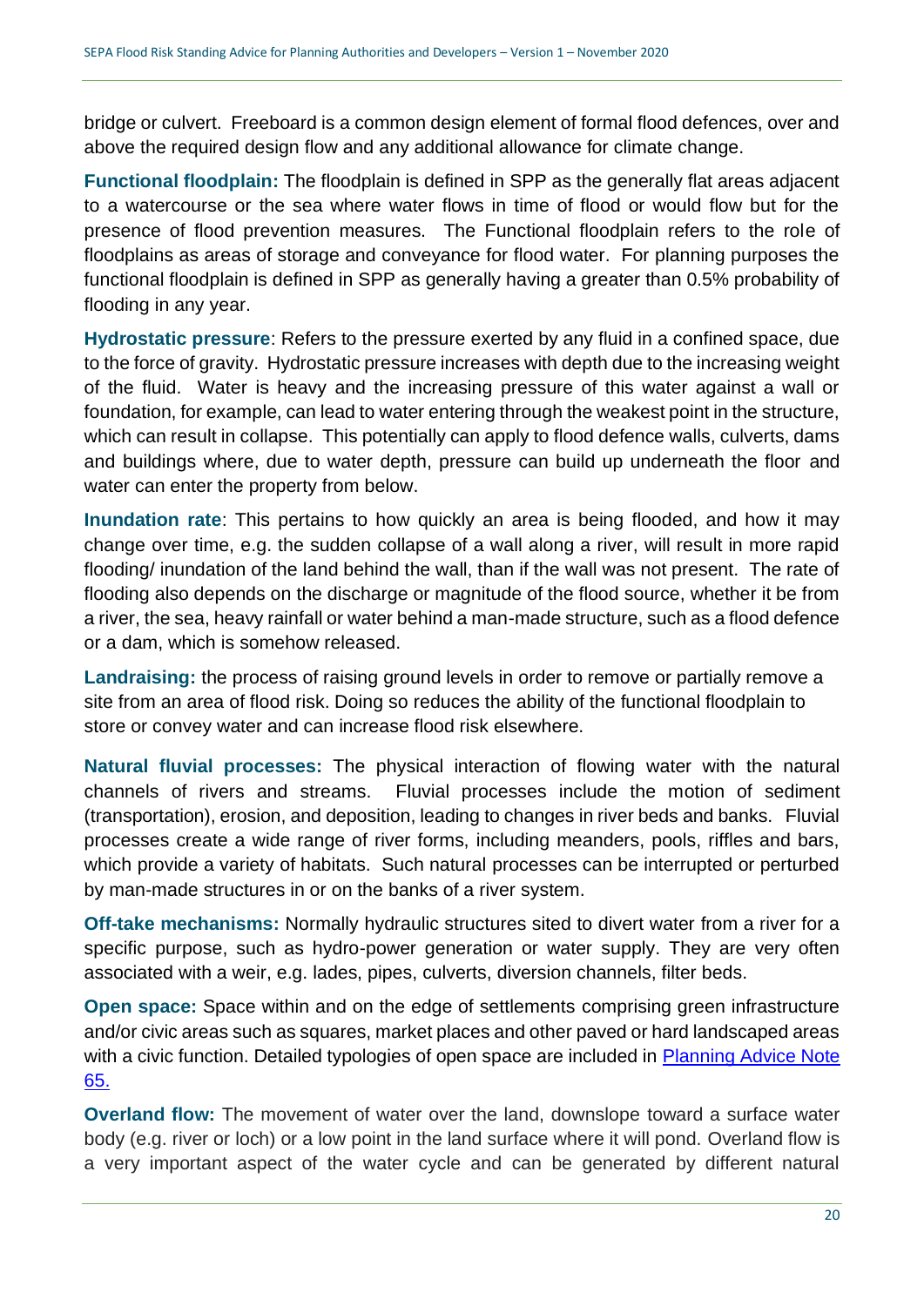bridge or culvert. Freeboard is a common design element of formal flood defences, over and above the required design flow and any additional allowance for climate change.

**Functional floodplain:** The floodplain is defined in SPP as the generally flat areas adjacent to a watercourse or the sea where water flows in time of flood or would flow but for the presence of flood prevention measures. The Functional floodplain refers to the role of floodplains as areas of storage and conveyance for flood water. For planning purposes the functional floodplain is defined in SPP as generally having a greater than 0.5% probability of flooding in any year.

**Hydrostatic pressure**: Refers to the pressure exerted by any fluid in a confined space, due to the force of gravity. Hydrostatic pressure increases with depth due to the increasing weight of the fluid. Water is heavy and the increasing pressure of this water against a wall or foundation, for example, can lead to water entering through the weakest point in the structure, which can result in collapse. This potentially can apply to flood defence walls, culverts, dams and buildings where, due to water depth, pressure can build up underneath the floor and water can enter the property from below.

**Inundation rate**: This pertains to how quickly an area is being flooded, and how it may change over time, e.g. the sudden collapse of a wall along a river, will result in more rapid flooding/ inundation of the land behind the wall, than if the wall was not present. The rate of flooding also depends on the discharge or magnitude of the flood source, whether it be from a river, the sea, heavy rainfall or water behind a man-made structure, such as a flood defence or a dam, which is somehow released.

**Landraising:** the process of raising ground levels in order to remove or partially remove a site from an area of flood risk. Doing so reduces the ability of the functional floodplain to store or convey water and can increase flood risk elsewhere.

**Natural fluvial processes:** The physical interaction of flowing water with the natural channels of rivers and streams. Fluvial processes include the motion of sediment (transportation), erosion, and deposition, leading to changes in river beds and banks. Fluvial processes create a wide range of river forms, including meanders, pools, riffles and bars, which provide a variety of habitats. Such natural processes can be interrupted or perturbed by man-made structures in or on the banks of a river system.

**Off-take mechanisms:** Normally hydraulic structures sited to divert water from a river for a specific purpose, such as hydro-power generation or water supply. They are very often associated with a weir, e.g. lades, pipes, culverts, diversion channels, filter beds.

**Open space:** Space within and on the edge of settlements comprising green infrastructure and/or civic areas such as squares, market places and other paved or hard landscaped areas with a civic function. Detailed typologies of open space are included in Planning Advice Note 65.

**Overland flow:** The movement of water over the land, downslope toward a surface water body (e.g. river or loch) or a low point in the land surface where it will pond. Overland flow is a very important aspect of the water cycle and can be generated by different natural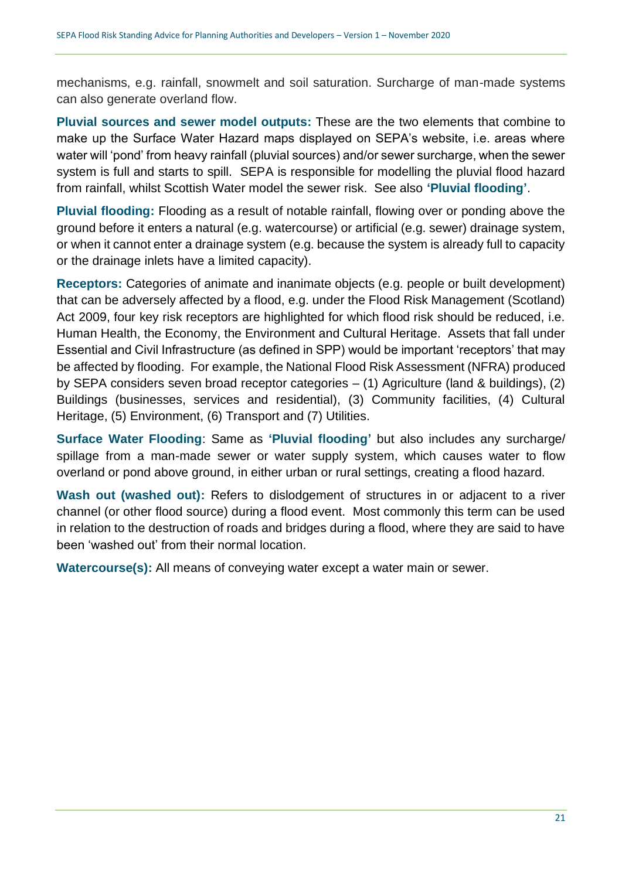mechanisms, e.g. rainfall, snowmelt and soil saturation. Surcharge of man-made systems can also generate overland flow.

**Pluvial sources and sewer model outputs:** These are the two elements that combine to make up the Surface Water Hazard maps displayed on SEPA's website, i.e. areas where water will 'pond' from heavy rainfall (pluvial sources) and/or sewer surcharge, when the sewer system is full and starts to spill. SEPA is responsible for modelling the pluvial flood hazard from rainfall, whilst Scottish Water model the sewer risk. See also **'Pluvial flooding'**.

**Pluvial flooding:** Flooding as a result of notable rainfall, flowing over or ponding above the ground before it enters a natural (e.g. watercourse) or artificial (e.g. sewer) drainage system, or when it cannot enter a drainage system (e.g. because the system is already full to capacity or the drainage inlets have a limited capacity).

**Receptors:** Categories of animate and inanimate objects (e.g. people or built development) that can be adversely affected by a flood, e.g. under the Flood Risk Management (Scotland) Act 2009, four key risk receptors are highlighted for which flood risk should be reduced, i.e. Human Health, the Economy, the Environment and Cultural Heritage. Assets that fall under Essential and Civil Infrastructure (as defined in SPP) would be important 'receptors' that may be affected by flooding. For example, the National Flood Risk Assessment (NFRA) produced by SEPA considers seven broad receptor categories – (1) Agriculture (land & buildings), (2) Buildings (businesses, services and residential), (3) Community facilities, (4) Cultural Heritage, (5) Environment, (6) Transport and (7) Utilities.

**Surface Water Flooding**: Same as **'Pluvial flooding'** but also includes any surcharge/ spillage from a man-made sewer or water supply system, which causes water to flow overland or pond above ground, in either urban or rural settings, creating a flood hazard.

**Wash out (washed out):** Refers to dislodgement of structures in or adjacent to a river channel (or other flood source) during a flood event. Most commonly this term can be used in relation to the destruction of roads and bridges during a flood, where they are said to have been 'washed out' from their normal location.

**Watercourse(s):** All means of conveying water except a water main or sewer.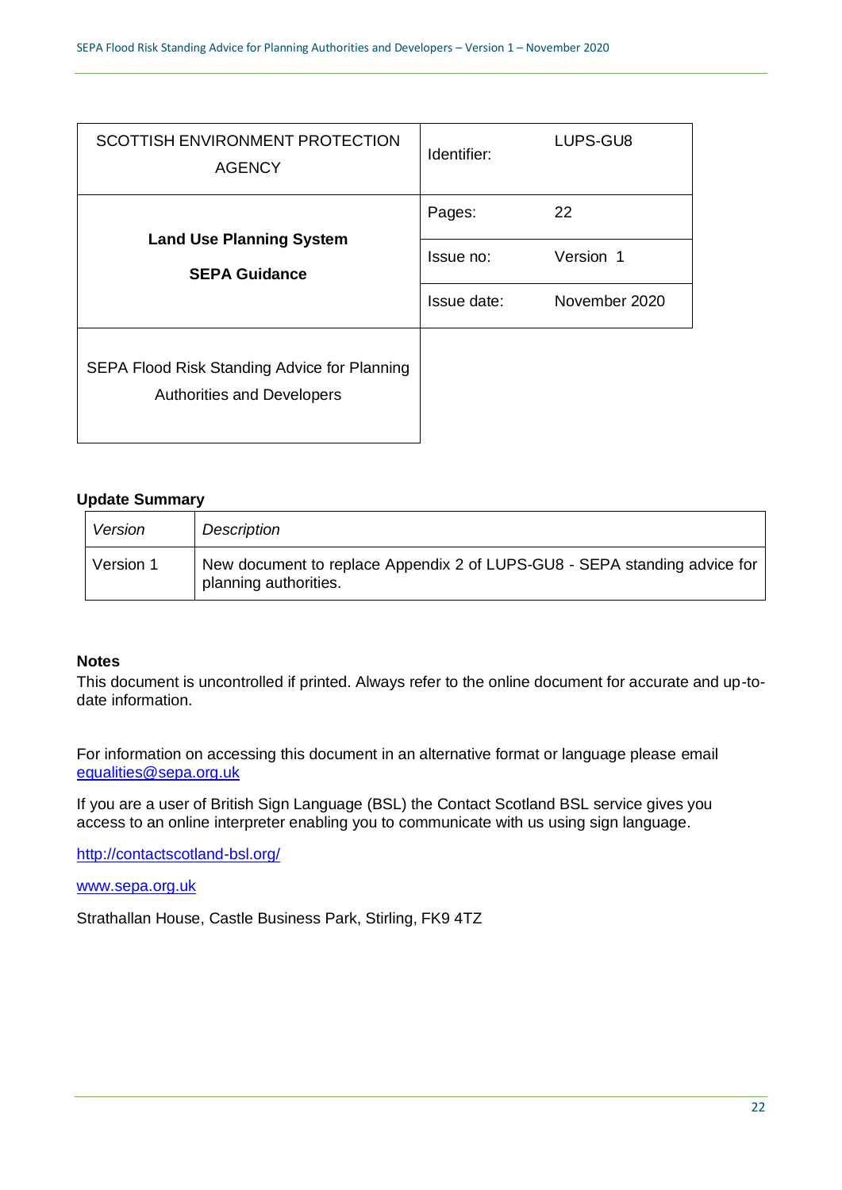| | | |
|---|---|---|
| SCOTTISH ENVIRONMENT PROTECTION AGENCY | Identifier: | LUPS-GU8 |
| **Land Use Planning System**<br><br>**SEPA Guidance** | Pages: | 22 |
| | Issue no: | Version 1 |
| | Issue date: | November 2020 |
| SEPA Flood Risk Standing Advice for Planning Authorities and Developers | | |

**Update Summary**

| *Version* | *Description* |
|---|---|
| Version 1 | New document to replace Appendix 2 of LUPS-GU8 - SEPA standing advice for planning authorities. |

**Notes**

This document is uncontrolled if printed. Always refer to the online document for accurate and up-to-date information.

For information on accessing this document in an alternative format or language please email equalities@sepa.org.uk

If you are a user of British Sign Language (BSL) the Contact Scotland BSL service gives you access to an online interpreter enabling you to communicate with us using sign language.

http://contactscotland-bsl.org/

www.sepa.org.uk

Strathallan House, Castle Business Park, Stirling, FK9 4TZ